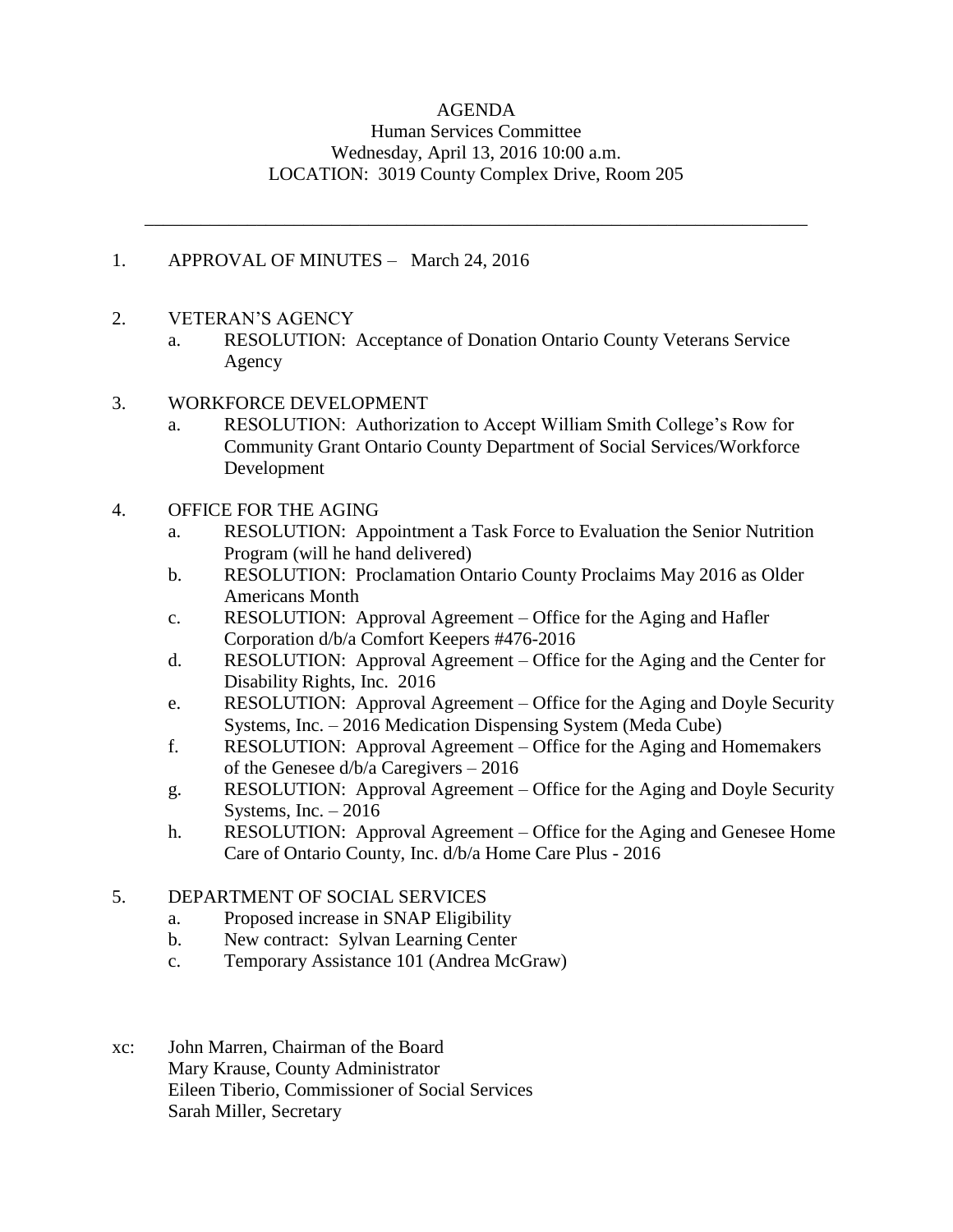# AGENDA

Human Services Committee
Wednesday, April 13, 2016 10:00 a.m.
LOCATION: 3019 County Complex Drive, Room 205

---

1. APPROVAL OF MINUTES – March 24, 2016

2. VETERAN'S AGENCY
   a. RESOLUTION: Acceptance of Donation Ontario County Veterans Service Agency

3. WORKFORCE DEVELOPMENT
   a. RESOLUTION: Authorization to Accept William Smith College's Row for Community Grant Ontario County Department of Social Services/Workforce Development

4. OFFICE FOR THE AGING
   a. RESOLUTION: Appointment a Task Force to Evaluation the Senior Nutrition Program (will he hand delivered)
   b. RESOLUTION: Proclamation Ontario County Proclaims May 2016 as Older Americans Month
   c. RESOLUTION: Approval Agreement – Office for the Aging and Hafler Corporation d/b/a Comfort Keepers #476-2016
   d. RESOLUTION: Approval Agreement – Office for the Aging and the Center for Disability Rights, Inc. 2016
   e. RESOLUTION: Approval Agreement – Office for the Aging and Doyle Security Systems, Inc. – 2016 Medication Dispensing System (Meda Cube)
   f. RESOLUTION: Approval Agreement – Office for the Aging and Homemakers of the Genesee d/b/a Caregivers – 2016
   g. RESOLUTION: Approval Agreement – Office for the Aging and Doyle Security Systems, Inc. – 2016
   h. RESOLUTION: Approval Agreement – Office for the Aging and Genesee Home Care of Ontario County, Inc. d/b/a Home Care Plus - 2016

5. DEPARTMENT OF SOCIAL SERVICES
   a. Proposed increase in SNAP Eligibility
   b. New contract: Sylvan Learning Center
   c. Temporary Assistance 101 (Andrea McGraw)

xc: John Marren, Chairman of the Board
Mary Krause, County Administrator
Eileen Tiberio, Commissioner of Social Services
Sarah Miller, Secretary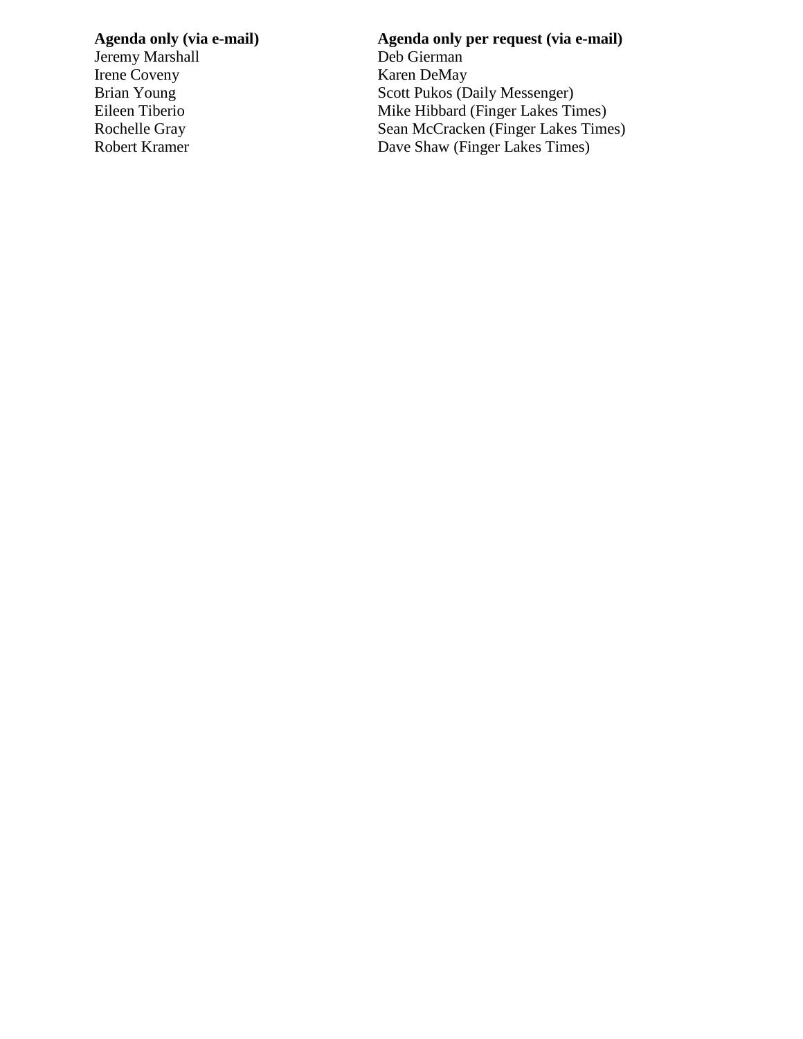**Agenda only (via e-mail)**

Jeremy Marshall
Irene Coveny
Brian Young
Eileen Tiberio
Rochelle Gray
Robert Kramer

**Agenda only per request (via e-mail)**

Deb Gierman
Karen DeMay
Scott Pukos (Daily Messenger)
Mike Hibbard (Finger Lakes Times)
Sean McCracken (Finger Lakes Times)
Dave Shaw (Finger Lakes Times)